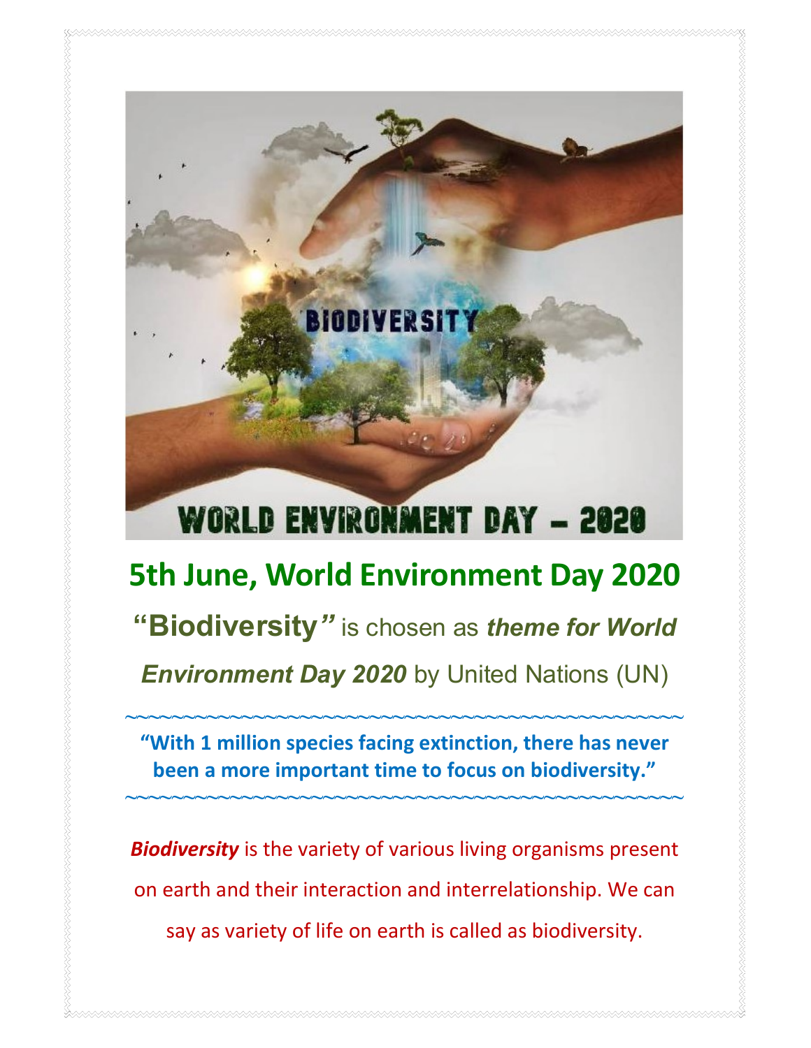# 5th June, World Environment Day 2020

**"Biodiversity"** is chosen as ***theme for World Environment Day 2020*** by United Nations (UN)

---

**"With 1 million species facing extinction, there has never been a more important time to focus on biodiversity."**

---

***Biodiversity*** is the variety of various living organisms present on earth and their interaction and interrelationship. We can say as variety of life on earth is called as biodiversity.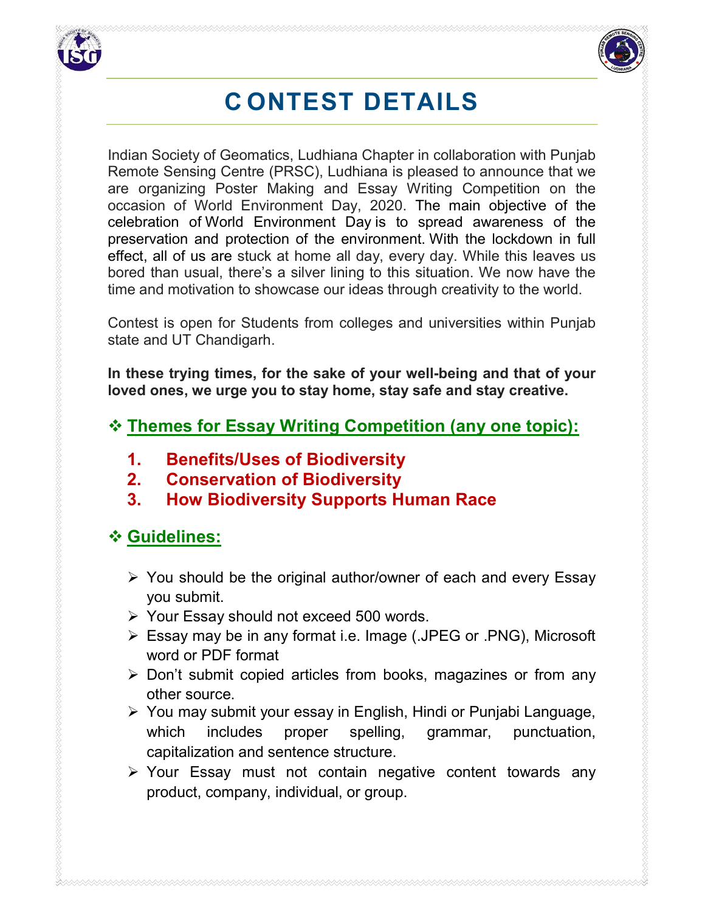# C ONTEST DETAILS

Indian Society of Geomatics, Ludhiana Chapter in collaboration with Punjab Remote Sensing Centre (PRSC), Ludhiana is pleased to announce that we are organizing Poster Making and Essay Writing Competition on the occasion of World Environment Day, 2020. The main objective of the celebration of World Environment Day is to spread awareness of the preservation and protection of the environment. With the lockdown in full effect, all of us are stuck at home all day, every day. While this leaves us bored than usual, there's a silver lining to this situation. We now have the time and motivation to showcase our ideas through creativity to the world.

Contest is open for Students from colleges and universities within Punjab state and UT Chandigarh.

**In these trying times, for the sake of your well-being and that of your loved ones, we urge you to stay home, stay safe and stay creative.**

## ❖ Themes for Essay Writing Competition (any one topic):

1. **Benefits/Uses of Biodiversity**
2. **Conservation of Biodiversity**
3. **How Biodiversity Supports Human Race**

## ❖ Guidelines:

- You should be the original author/owner of each and every Essay you submit.
- Your Essay should not exceed 500 words.
- Essay may be in any format i.e. Image (.JPEG or .PNG), Microsoft word or PDF format
- Don't submit copied articles from books, magazines or from any other source.
- You may submit your essay in English, Hindi or Punjabi Language, which includes proper spelling, grammar, punctuation, capitalization and sentence structure.
- Your Essay must not contain negative content towards any product, company, individual, or group.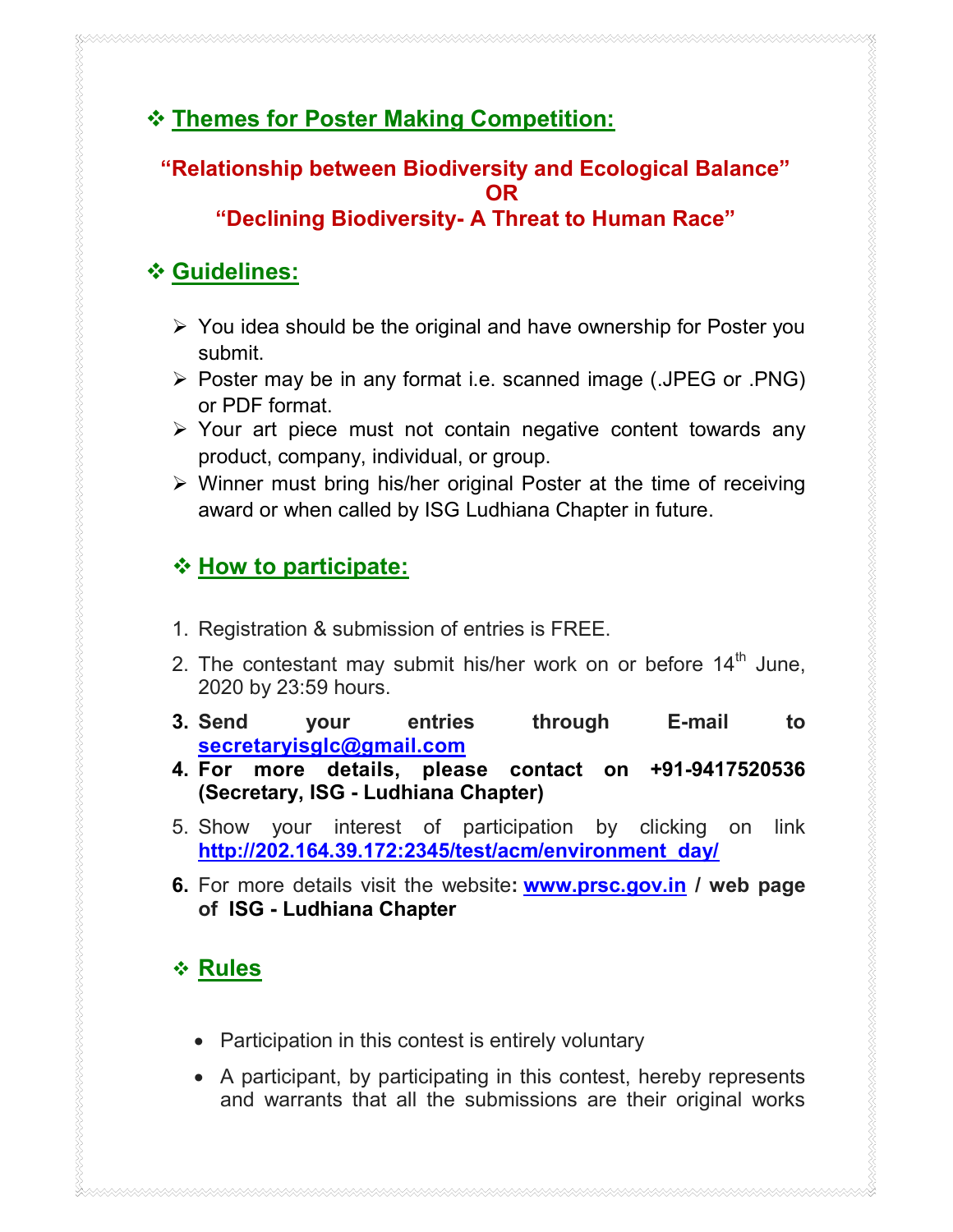## ❖ Themes for Poster Making Competition:

**"Relationship between Biodiversity and Ecological Balance"**
**OR**
**"Declining Biodiversity- A Threat to Human Race"**

## ❖ Guidelines:

- You idea should be the original and have ownership for Poster you submit.
- Poster may be in any format i.e. scanned image (.JPEG or .PNG) or PDF format.
- Your art piece must not contain negative content towards any product, company, individual, or group.
- Winner must bring his/her original Poster at the time of receiving award or when called by ISG Ludhiana Chapter in future.

## ❖ How to participate:

1. Registration & submission of entries is FREE.
2. The contestant may submit his/her work on or before 14th June, 2020 by 23:59 hours.
3. **Send your entries through E-mail to secretaryisglc@gmail.com**
4. **For more details, please contact on +91-9417520536 (Secretary, ISG - Ludhiana Chapter)**
5. Show your interest of participation by clicking on link **http://202.164.39.172:2345/test/acm/environment_day/**
6. For more details visit the website**: www.prsc.gov.in / web page of ISG - Ludhiana Chapter**

## ❖ Rules

- Participation in this contest is entirely voluntary
- A participant, by participating in this contest, hereby represents and warrants that all the submissions are their original works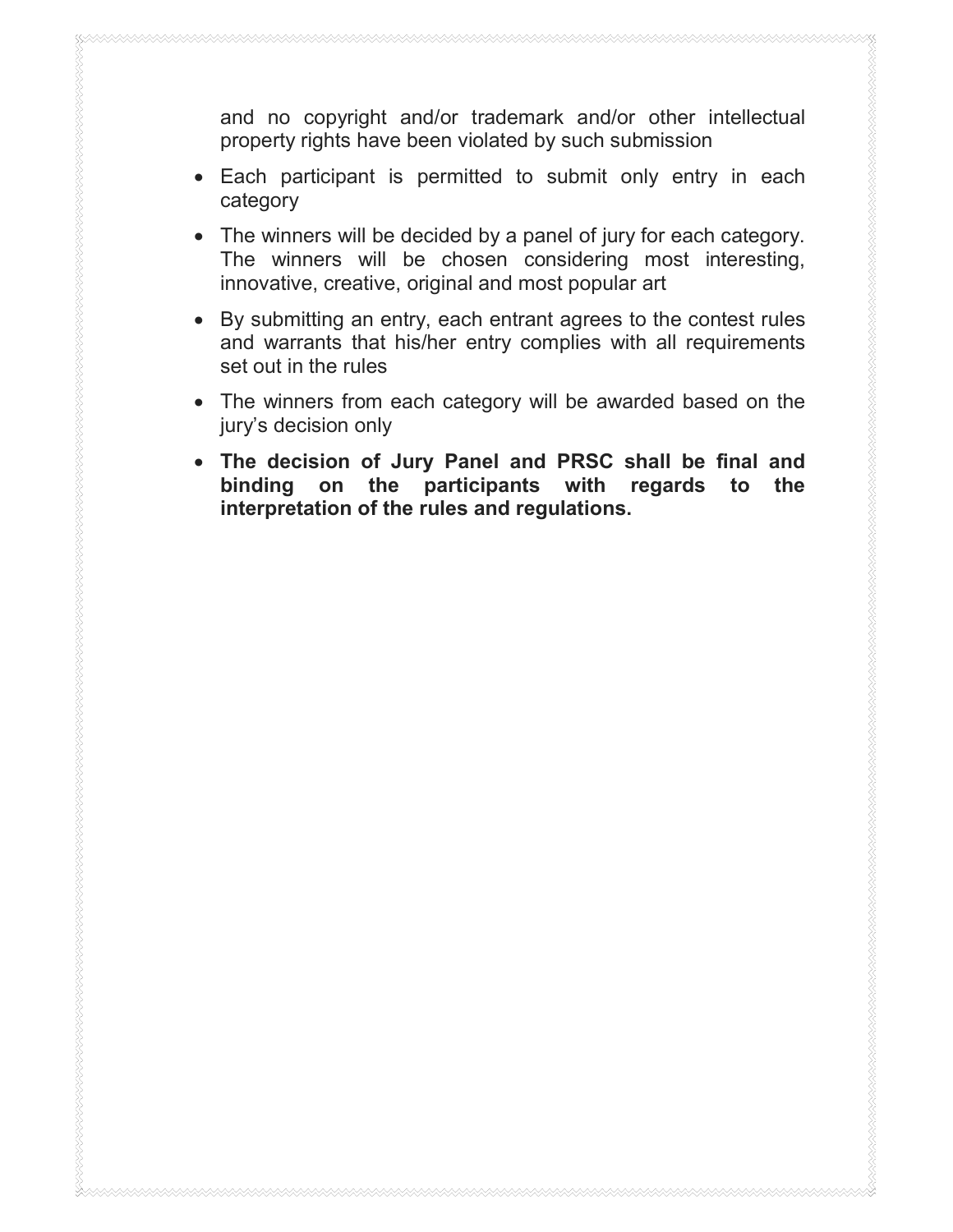and no copyright and/or trademark and/or other intellectual property rights have been violated by such submission

- Each participant is permitted to submit only entry in each category
- The winners will be decided by a panel of jury for each category. The winners will be chosen considering most interesting, innovative, creative, original and most popular art
- By submitting an entry, each entrant agrees to the contest rules and warrants that his/her entry complies with all requirements set out in the rules
- The winners from each category will be awarded based on the jury's decision only
- **The decision of Jury Panel and PRSC shall be final and binding on the participants with regards to the interpretation of the rules and regulations.**